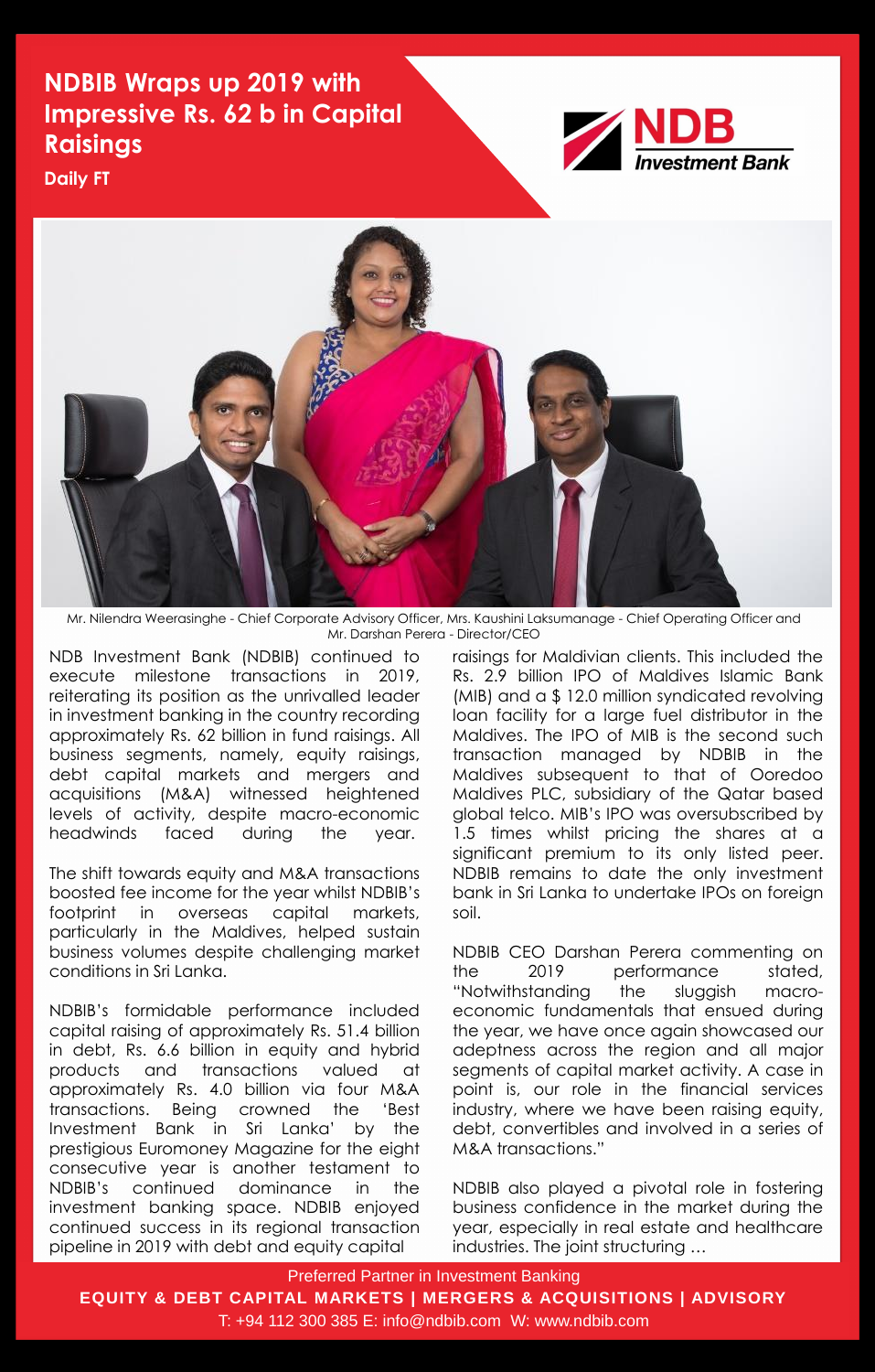# NDBIB Wraps up 2019 with Impressive Rs. 62 b in Capital Raisings

**Daily FT**

NDB Investment Bank

Mr. Nilendra Weerasinghe - Chief Corporate Advisory Officer, Mrs. Kaushini Laksumanage - Chief Operating Officer and Mr. Darshan Perera - Director/CEO

NDB Investment Bank (NDBIB) continued to execute milestone transactions in 2019, reiterating its position as the unrivalled leader in investment banking in the country recording approximately Rs. 62 billion in fund raisings. All business segments, namely, equity raisings, debt capital markets and mergers and acquisitions (M&A) witnessed heightened levels of activity, despite macro-economic headwinds faced during the year.

The shift towards equity and M&A transactions boosted fee income for the year whilst NDBIB's footprint in overseas capital markets, particularly in the Maldives, helped sustain business volumes despite challenging market conditions in Sri Lanka.

NDBIB's formidable performance included capital raising of approximately Rs. 51.4 billion in debt, Rs. 6.6 billion in equity and hybrid products and transactions valued at approximately Rs. 4.0 billion via four M&A transactions. Being crowned the 'Best Investment Bank in Sri Lanka' by the prestigious Euromoney Magazine for the eight consecutive year is another testament to NDBIB's continued dominance in the investment banking space. NDBIB enjoyed continued success in its regional transaction pipeline in 2019 with debt and equity capital raisings for Maldivian clients. This included the Rs. 2.9 billion IPO of Maldives Islamic Bank (MIB) and a $ 12.0 million syndicated revolving loan facility for a large fuel distributor in the Maldives. The IPO of MIB is the second such transaction managed by NDBIB in the Maldives subsequent to that of Ooredoo Maldives PLC, subsidiary of the Qatar based global telco. MIB's IPO was oversubscribed by 1.5 times whilst pricing the shares at a significant premium to its only listed peer. NDBIB remains to date the only investment bank in Sri Lanka to undertake IPOs on foreign soil.

NDBIB CEO Darshan Perera commenting on the 2019 performance stated, "Notwithstanding the sluggish macro-economic fundamentals that ensued during the year, we have once again showcased our adeptness across the region and all major segments of capital market activity. A case in point is, our role in the financial services industry, where we have been raising equity, debt, convertibles and involved in a series of M&A transactions."

NDBIB also played a pivotal role in fostering business confidence in the market during the year, especially in real estate and healthcare industries. The joint structuring …

Preferred Partner in Investment Banking

**EQUITY & DEBT CAPITAL MARKETS | MERGERS & ACQUISITIONS | ADVISORY**

T: +94 112 300 385 E: info@ndbib.com W: www.ndbib.com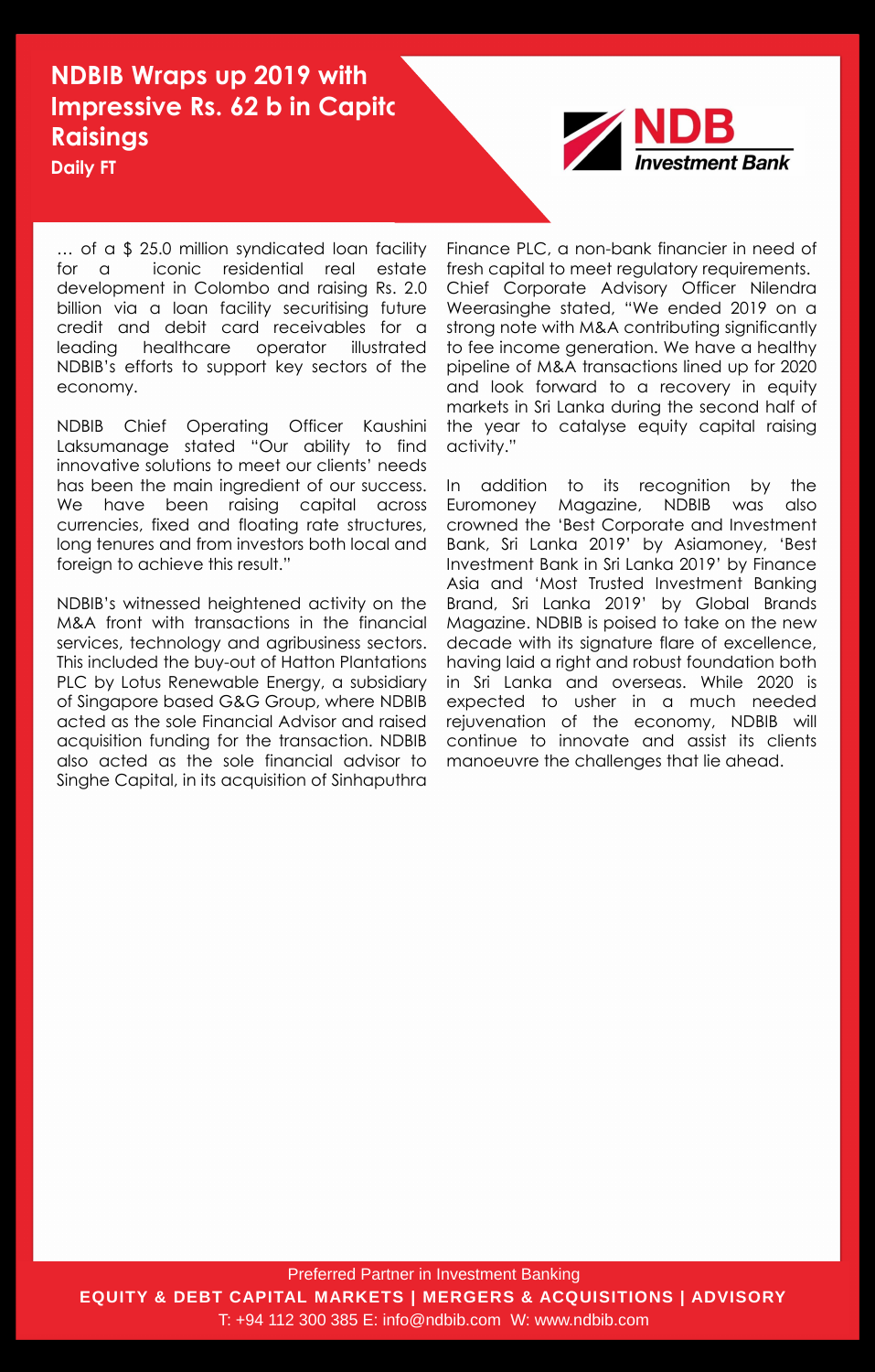# NDBIB Wraps up 2019 with Impressive Rs. 62 b in Capital Raisings

**Daily FT**

... of a $ 25.0 million syndicated loan facility for a iconic residential real estate development in Colombo and raising Rs. 2.0 billion via a loan facility securitising future credit and debit card receivables for a leading healthcare operator illustrated NDBIB's efforts to support key sectors of the economy.

NDBIB Chief Operating Officer Kaushini Laksumanage stated "Our ability to find innovative solutions to meet our clients' needs has been the main ingredient of our success. We have been raising capital across currencies, fixed and floating rate structures, long tenures and from investors both local and foreign to achieve this result."

NDBIB's witnessed heightened activity on the M&A front with transactions in the financial services, technology and agribusiness sectors. This included the buy-out of Hatton Plantations PLC by Lotus Renewable Energy, a subsidiary of Singapore based G&G Group, where NDBIB acted as the sole Financial Advisor and raised acquisition funding for the transaction. NDBIB also acted as the sole financial advisor to Singhe Capital, in its acquisition of Sinhaputhra Finance PLC, a non-bank financier in need of fresh capital to meet regulatory requirements. Chief Corporate Advisory Officer Nilendra Weerasinghe stated, "We ended 2019 on a strong note with M&A contributing significantly to fee income generation. We have a healthy pipeline of M&A transactions lined up for 2020 and look forward to a recovery in equity markets in Sri Lanka during the second half of the year to catalyse equity capital raising activity."

In addition to its recognition by the Euromoney Magazine, NDBIB was also crowned the 'Best Corporate and Investment Bank, Sri Lanka 2019' by Asiamoney, 'Best Investment Bank in Sri Lanka 2019' by Finance Asia and 'Most Trusted Investment Banking Brand, Sri Lanka 2019' by Global Brands Magazine. NDBIB is poised to take on the new decade with its signature flare of excellence, having laid a right and robust foundation both in Sri Lanka and overseas. While 2020 is expected to usher in a much needed rejuvenation of the economy, NDBIB will continue to innovate and assist its clients manoeuvre the challenges that lie ahead.

Preferred Partner in Investment Banking

**EQUITY & DEBT CAPITAL MARKETS | MERGERS & ACQUISITIONS | ADVISORY**

T: +94 112 300 385 E: info@ndbib.com W: www.ndbib.com